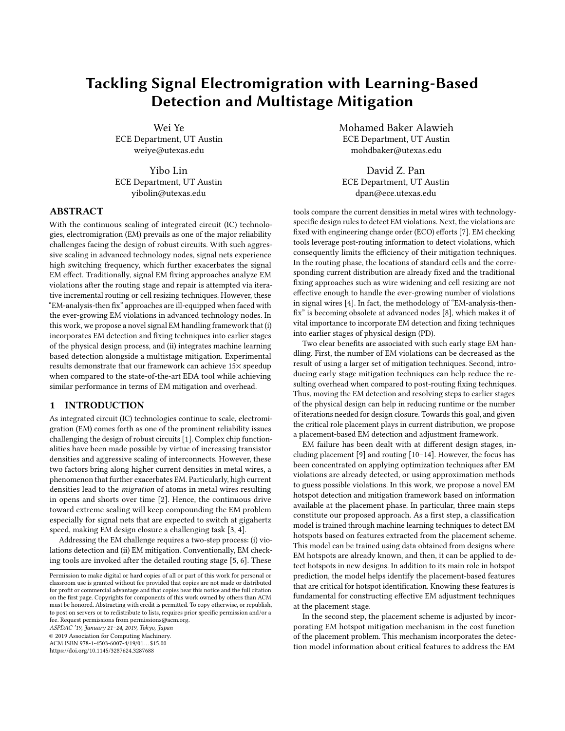# Tackling Signal Electromigration with Learning-Based Detection and Multistage Mitigation

Wei Ye
ECE Department, UT Austin
weiye@utexas.edu

Mohamed Baker Alawieh
ECE Department, UT Austin
mohdbaker@utexas.edu

Yibo Lin
ECE Department, UT Austin
yibolin@utexas.edu

David Z. Pan
ECE Department, UT Austin
dpan@ece.utexas.edu

## ABSTRACT

With the continuous scaling of integrated circuit (IC) technologies, electromigration (EM) prevails as one of the major reliability challenges facing the design of robust circuits. With such aggressive scaling in advanced technology nodes, signal nets experience high switching frequency, which further exacerbates the signal EM effect. Traditionally, signal EM fixing approaches analyze EM violations after the routing stage and repair is attempted via iterative incremental routing or cell resizing techniques. However, these "EM-analysis-then fix" approaches are ill-equipped when faced with the ever-growing EM violations in advanced technology nodes. In this work, we propose a novel signal EM handling framework that (i) incorporates EM detection and fixing techniques into earlier stages of the physical design process, and (ii) integrates machine learning based detection alongside a multistage mitigation. Experimental results demonstrate that our framework can achieve 15× speedup when compared to the state-of-the-art EDA tool while achieving similar performance in terms of EM mitigation and overhead.

## 1 INTRODUCTION

As integrated circuit (IC) technologies continue to scale, electromigration (EM) comes forth as one of the prominent reliability issues challenging the design of robust circuits [1]. Complex chip functionalities have been made possible by virtue of increasing transistor densities and aggressive scaling of interconnects. However, these two factors bring along higher current densities in metal wires, a phenomenon that further exacerbates EM. Particularly, high current densities lead to the *migration* of atoms in metal wires resulting in opens and shorts over time [2]. Hence, the continuous drive toward extreme scaling will keep compounding the EM problem especially for signal nets that are expected to switch at gigahertz speed, making EM design closure a challenging task [3, 4].

Addressing the EM challenge requires a two-step process: (i) violations detection and (ii) EM mitigation. Conventionally, EM checking tools are invoked after the detailed routing stage [5, 6]. These tools compare the current densities in metal wires with technology-specific design rules to detect EM violations. Next, the violations are fixed with engineering change order (ECO) efforts [7]. EM checking tools leverage post-routing information to detect violations, which consequently limits the efficiency of their mitigation techniques. In the routing phase, the locations of standard cells and the corresponding current distribution are already fixed and the traditional fixing approaches such as wire widening and cell resizing are not effective enough to handle the ever-growing number of violations in signal wires [4]. In fact, the methodology of "EM-analysis-then-fix" is becoming obsolete at advanced nodes [8], which makes it of vital importance to incorporate EM detection and fixing techniques into earlier stages of physical design (PD).

Two clear benefits are associated with such early stage EM handling. First, the number of EM violations can be decreased as the result of using a larger set of mitigation techniques. Second, introducing early stage mitigation techniques can help reduce the resulting overhead when compared to post-routing fixing techniques. Thus, moving the EM detection and resolving steps to earlier stages of the physical design can help in reducing runtime or the number of iterations needed for design closure. Towards this goal, and given the critical role placement plays in current distribution, we propose a placement-based EM detection and adjustment framework.

EM failure has been dealt with at different design stages, including placement [9] and routing [10–14]. However, the focus has been concentrated on applying optimization techniques after EM violations are already detected, or using approximation methods to guess possible violations. In this work, we propose a novel EM hotspot detection and mitigation framework based on information available at the placement phase. In particular, three main steps constitute our proposed approach. As a first step, a classification model is trained through machine learning techniques to detect EM hotspots based on features extracted from the placement scheme. This model can be trained using data obtained from designs where EM hotspots are already known, and then, it can be applied to detect hotspots in new designs. In addition to its main role in hotspot prediction, the model helps identify the placement-based features that are critical for hotspot identification. Knowing these features is fundamental for constructing effective EM adjustment techniques at the placement stage.

In the second step, the placement scheme is adjusted by incorporating EM hotspot mitigation mechanism in the cost function of the placement problem. This mechanism incorporates the detection model information about critical features to address the EM

Permission to make digital or hard copies of all or part of this work for personal or classroom use is granted without fee provided that copies are not made or distributed for profit or commercial advantage and that copies bear this notice and the full citation on the first page. Copyrights for components of this work owned by others than ACM must be honored. Abstracting with credit is permitted. To copy otherwise, or republish, to post on servers or to redistribute to lists, requires prior specific permission and/or a fee. Request permissions from permissions@acm.org.
*ASPDAC '19, January 21–24, 2019, Tokyo, Japan*
© 2019 Association for Computing Machinery.
ACM ISBN 978-1-4503-6007-4/19/01…$15.00
https://doi.org/10.1145/3287624.3287688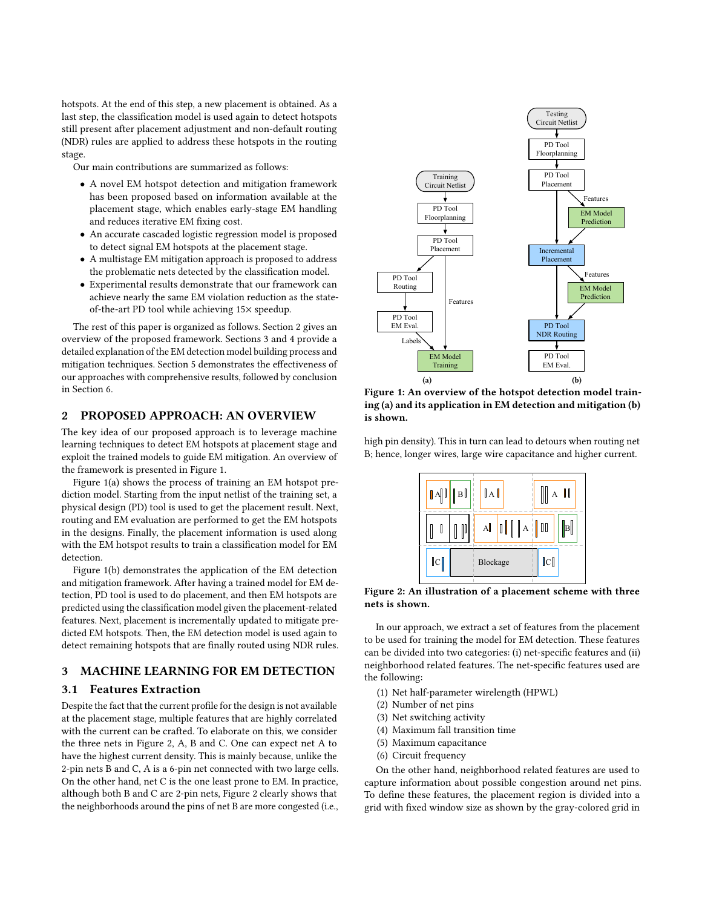hotspots. At the end of this step, a new placement is obtained. As a last step, the classification model is used again to detect hotspots still present after placement adjustment and non-default routing (NDR) rules are applied to address these hotspots in the routing stage.

Our main contributions are summarized as follows:

- A novel EM hotspot detection and mitigation framework has been proposed based on information available at the placement stage, which enables early-stage EM handling and reduces iterative EM fixing cost.
- An accurate cascaded logistic regression model is proposed to detect signal EM hotspots at the placement stage.
- A multistage EM mitigation approach is proposed to address the problematic nets detected by the classification model.
- Experimental results demonstrate that our framework can achieve nearly the same EM violation reduction as the state-of-the-art PD tool while achieving 15× speedup.

The rest of this paper is organized as follows. Section 2 gives an overview of the proposed framework. Sections 3 and 4 provide a detailed explanation of the EM detection model building process and mitigation techniques. Section 5 demonstrates the effectiveness of our approaches with comprehensive results, followed by conclusion in Section 6.

## 2 PROPOSED APPROACH: AN OVERVIEW

The key idea of our proposed approach is to leverage machine learning techniques to detect EM hotspots at placement stage and exploit the trained models to guide EM mitigation. An overview of the framework is presented in Figure 1.

Figure 1(a) shows the process of training an EM hotspot prediction model. Starting from the input netlist of the training set, a physical design (PD) tool is used to get the placement result. Next, routing and EM evaluation are performed to get the EM hotspots in the designs. Finally, the placement information is used along with the EM hotspot results to train a classification model for EM detection.

Figure 1(b) demonstrates the application of the EM detection and mitigation framework. After having a trained model for EM detection, PD tool is used to do placement, and then EM hotspots are predicted using the classification model given the placement-related features. Next, placement is incrementally updated to mitigate predicted EM hotspots. Then, the EM detection model is used again to detect remaining hotspots that are finally routed using NDR rules.

**Figure 1: An overview of the hotspot detection model training (a) and its application in EM detection and mitigation (b) is shown.**

## 3 MACHINE LEARNING FOR EM DETECTION

### 3.1 Features Extraction

Despite the fact that the current profile for the design is not available at the placement stage, multiple features that are highly correlated with the current can be crafted. To elaborate on this, we consider the three nets in Figure 2, A, B and C. One can expect net A to have the highest current density. This is mainly because, unlike the 2-pin nets B and C, A is a 6-pin net connected with two large cells. On the other hand, net C is the one least prone to EM. In practice, although both B and C are 2-pin nets, Figure 2 clearly shows that the neighborhoods around the pins of net B are more congested (i.e., high pin density). This in turn can lead to detours when routing net B; hence, longer wires, large wire capacitance and higher current.

**Figure 2: An illustration of a placement scheme with three nets is shown.**

In our approach, we extract a set of features from the placement to be used for training the model for EM detection. These features can be divided into two categories: (i) net-specific features and (ii) neighborhood related features. The net-specific features used are the following:

1. Net half-parameter wirelength (HPWL)
2. Number of net pins
3. Net switching activity
4. Maximum fall transition time
5. Maximum capacitance
6. Circuit frequency

On the other hand, neighborhood related features are used to capture information about possible congestion around net pins. To define these features, the placement region is divided into a grid with fixed window size as shown by the gray-colored grid in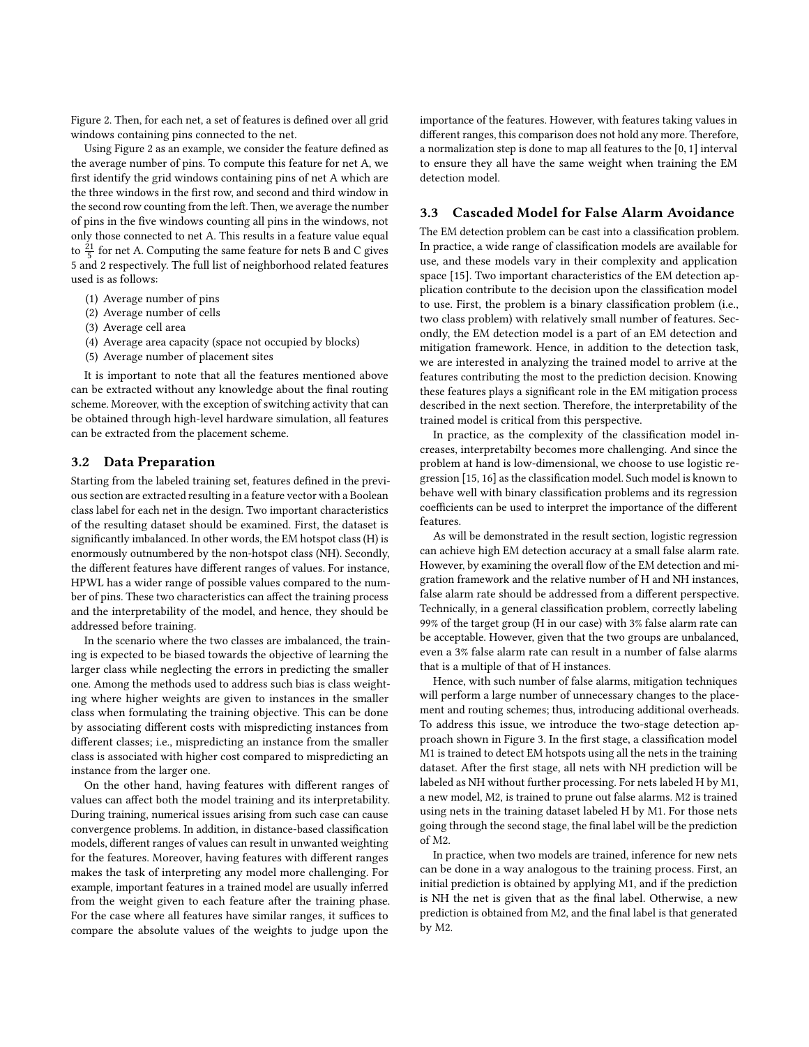Figure 2. Then, for each net, a set of features is defined over all grid windows containing pins connected to the net.

Using Figure 2 as an example, we consider the feature defined as the average number of pins. To compute this feature for net A, we first identify the grid windows containing pins of net A which are the three windows in the first row, and second and third window in the second row counting from the left. Then, we average the number of pins in the five windows counting all pins in the windows, not only those connected to net A. This results in a feature value equal to $\frac{21}{5}$ for net A. Computing the same feature for nets B and C gives 5 and 2 respectively. The full list of neighborhood related features used is as follows:

(1) Average number of pins
(2) Average number of cells
(3) Average cell area
(4) Average area capacity (space not occupied by blocks)
(5) Average number of placement sites

It is important to note that all the features mentioned above can be extracted without any knowledge about the final routing scheme. Moreover, with the exception of switching activity that can be obtained through high-level hardware simulation, all features can be extracted from the placement scheme.

### 3.2 Data Preparation

Starting from the labeled training set, features defined in the previous section are extracted resulting in a feature vector with a Boolean class label for each net in the design. Two important characteristics of the resulting dataset should be examined. First, the dataset is significantly imbalanced. In other words, the EM hotspot class (H) is enormously outnumbered by the non-hotspot class (NH). Secondly, the different features have different ranges of values. For instance, HPWL has a wider range of possible values compared to the number of pins. These two characteristics can affect the training process and the interpretability of the model, and hence, they should be addressed before training.

In the scenario where the two classes are imbalanced, the training is expected to be biased towards the objective of learning the larger class while neglecting the errors in predicting the smaller one. Among the methods used to address such bias is class weighting where higher weights are given to instances in the smaller class when formulating the training objective. This can be done by associating different costs with mispredicting instances from different classes; i.e., mispredicting an instance from the smaller class is associated with higher cost compared to mispredicting an instance from the larger one.

On the other hand, having features with different ranges of values can affect both the model training and its interpretability. During training, numerical issues arising from such case can cause convergence problems. In addition, in distance-based classification models, different ranges of values can result in unwanted weighting for the features. Moreover, having features with different ranges makes the task of interpreting any model more challenging. For example, important features in a trained model are usually inferred from the weight given to each feature after the training phase. For the case where all features have similar ranges, it suffices to compare the absolute values of the weights to judge upon the importance of the features. However, with features taking values in different ranges, this comparison does not hold any more. Therefore, a normalization step is done to map all features to the $[0, 1]$ interval to ensure they all have the same weight when training the EM detection model.

### 3.3 Cascaded Model for False Alarm Avoidance

The EM detection problem can be cast into a classification problem. In practice, a wide range of classification models are available for use, and these models vary in their complexity and application space [15]. Two important characteristics of the EM detection application contribute to the decision upon the classification model to use. First, the problem is a binary classification problem (i.e., two class problem) with relatively small number of features. Secondly, the EM detection model is a part of an EM detection and mitigation framework. Hence, in addition to the detection task, we are interested in analyzing the trained model to arrive at the features contributing the most to the prediction decision. Knowing these features plays a significant role in the EM mitigation process described in the next section. Therefore, the interpretability of the trained model is critical from this perspective.

In practice, as the complexity of the classification model increases, interpretabilty becomes more challenging. And since the problem at hand is low-dimensional, we choose to use logistic regression [15, 16] as the classification model. Such model is known to behave well with binary classification problems and its regression coefficients can be used to interpret the importance of the different features.

As will be demonstrated in the result section, logistic regression can achieve high EM detection accuracy at a small false alarm rate. However, by examining the overall flow of the EM detection and migration framework and the relative number of H and NH instances, false alarm rate should be addressed from a different perspective. Technically, in a general classification problem, correctly labeling 99% of the target group (H in our case) with 3% false alarm rate can be acceptable. However, given that the two groups are unbalanced, even a 3% false alarm rate can result in a number of false alarms that is a multiple of that of H instances.

Hence, with such number of false alarms, mitigation techniques will perform a large number of unnecessary changes to the placement and routing schemes; thus, introducing additional overheads. To address this issue, we introduce the two-stage detection approach shown in Figure 3. In the first stage, a classification model M1 is trained to detect EM hotspots using all the nets in the training dataset. After the first stage, all nets with NH prediction will be labeled as NH without further processing. For nets labeled H by M1, a new model, M2, is trained to prune out false alarms. M2 is trained using nets in the training dataset labeled H by M1. For those nets going through the second stage, the final label will be the prediction of M2.

In practice, when two models are trained, inference for new nets can be done in a way analogous to the training process. First, an initial prediction is obtained by applying M1, and if the prediction is NH the net is given that as the final label. Otherwise, a new prediction is obtained from M2, and the final label is that generated by M2.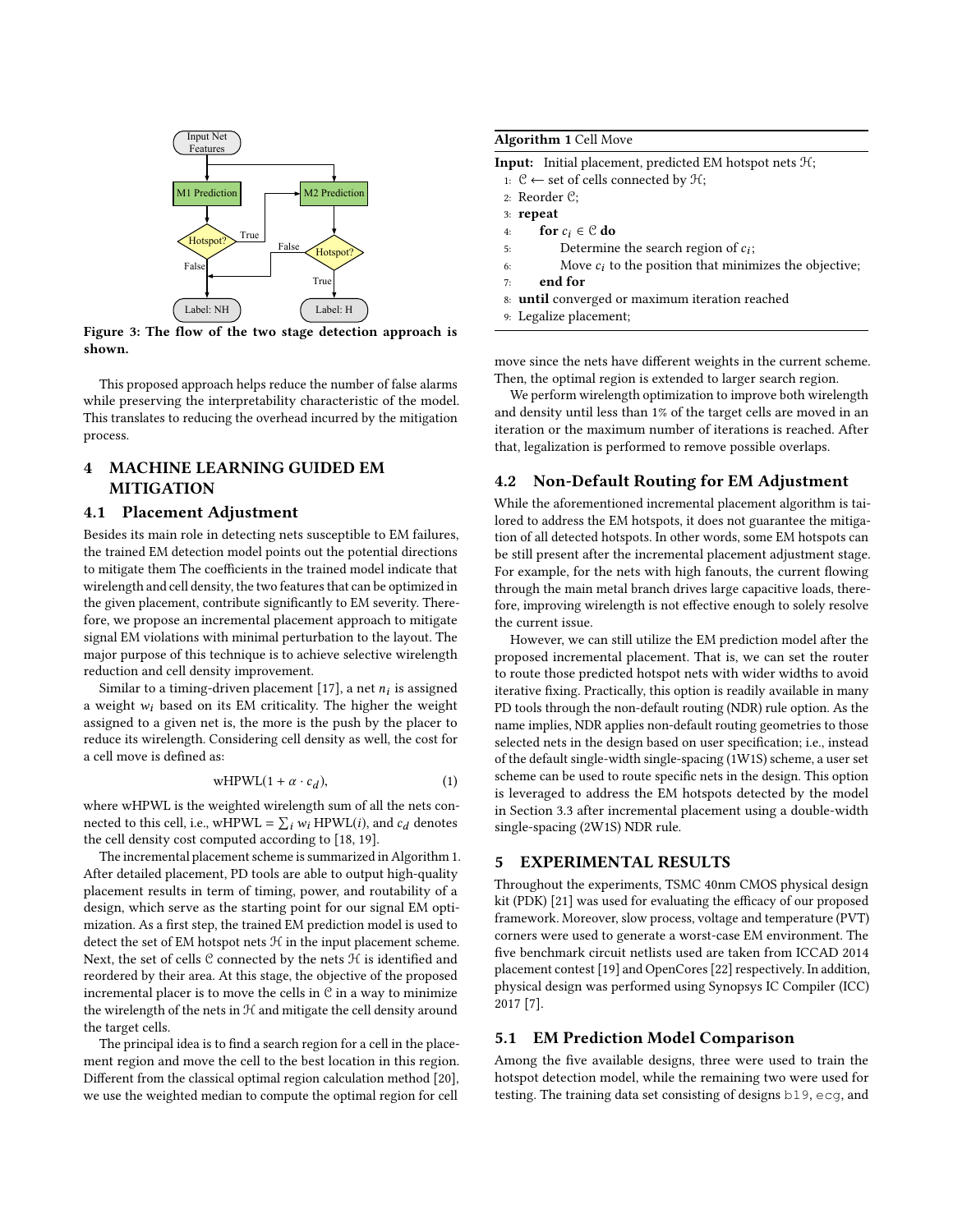Figure 3: The flow of the two stage detection approach is shown.

This proposed approach helps reduce the number of false alarms while preserving the interpretability characteristic of the model. This translates to reducing the overhead incurred by the mitigation process.

## 4 MACHINE LEARNING GUIDED EM MITIGATION

### 4.1 Placement Adjustment

Besides its main role in detecting nets susceptible to EM failures, the trained EM detection model points out the potential directions to mitigate them The coefficients in the trained model indicate that wirelength and cell density, the two features that can be optimized in the given placement, contribute significantly to EM severity. Therefore, we propose an incremental placement approach to mitigate signal EM violations with minimal perturbation to the layout. The major purpose of this technique is to achieve selective wirelength reduction and cell density improvement.

Similar to a timing-driven placement [17], a net $n_i$ is assigned a weight $w_i$ based on its EM criticality. The higher the weight assigned to a given net is, the more is the push by the placer to reduce its wirelength. Considering cell density as well, the cost for a cell move is defined as:

$$\text{wHPWL}(1 + \alpha \cdot c_d), \tag{1}$$

where wHPWL is the weighted wirelength sum of all the nets connected to this cell, i.e., wHPWL = $\sum_i w_i$ HPWL($i$), and $c_d$ denotes the cell density cost computed according to [18, 19].

The incremental placement scheme is summarized in Algorithm 1. After detailed placement, PD tools are able to output high-quality placement results in term of timing, power, and routability of a design, which serve as the starting point for our signal EM optimization. As a first step, the trained EM prediction model is used to detect the set of EM hotspot nets $\mathcal{H}$ in the input placement scheme. Next, the set of cells $\mathcal{C}$ connected by the nets $\mathcal{H}$ is identified and reordered by their area. At this stage, the objective of the proposed incremental placer is to move the cells in $\mathcal{C}$ in a way to minimize the wirelength of the nets in $\mathcal{H}$ and mitigate the cell density around the target cells.

The principal idea is to find a search region for a cell in the placement region and move the cell to the best location in this region. Different from the classical optimal region calculation method [20], we use the weighted median to compute the optimal region for cell move since the nets have different weights in the current scheme. Then, the optimal region is extended to larger search region.

**Algorithm 1** Cell Move

**Input:** Initial placement, predicted EM hotspot nets $\mathcal{H}$;

1: $\mathcal{C} \leftarrow$ set of cells connected by $\mathcal{H}$;
2: Reorder $\mathcal{C}$;
3: **repeat**
4: &nbsp;&nbsp;&nbsp;&nbsp;**for** $c_i \in \mathcal{C}$ **do**
5: &nbsp;&nbsp;&nbsp;&nbsp;&nbsp;&nbsp;&nbsp;&nbsp;Determine the search region of $c_i$;
6: &nbsp;&nbsp;&nbsp;&nbsp;&nbsp;&nbsp;&nbsp;&nbsp;Move $c_i$ to the position that minimizes the objective;
7: &nbsp;&nbsp;&nbsp;&nbsp;**end for**
8: **until** converged or maximum iteration reached
9: Legalize placement;

We perform wirelength optimization to improve both wirelength and density until less than 1% of the target cells are moved in an iteration or the maximum number of iterations is reached. After that, legalization is performed to remove possible overlaps.

### 4.2 Non-Default Routing for EM Adjustment

While the aforementioned incremental placement algorithm is tailored to address the EM hotspots, it does not guarantee the mitigation of all detected hotspots. In other words, some EM hotspots can be still present after the incremental placement adjustment stage. For example, for the nets with high fanouts, the current flowing through the main metal branch drives large capacitive loads, therefore, improving wirelength is not effective enough to solely resolve the current issue.

However, we can still utilize the EM prediction model after the proposed incremental placement. That is, we can set the router to route those predicted hotspot nets with wider widths to avoid iterative fixing. Practically, this option is readily available in many PD tools through the non-default routing (NDR) rule option. As the name implies, NDR applies non-default routing geometries to those selected nets in the design based on user specification; i.e., instead of the default single-width single-spacing (1W1S) scheme, a user set scheme can be used to route specific nets in the design. This option is leveraged to address the EM hotspots detected by the model in Section 3.3 after incremental placement using a double-width single-spacing (2W1S) NDR rule.

## 5 EXPERIMENTAL RESULTS

Throughout the experiments, TSMC 40nm CMOS physical design kit (PDK) [21] was used for evaluating the efficacy of our proposed framework. Moreover, slow process, voltage and temperature (PVT) corners were used to generate a worst-case EM environment. The five benchmark circuit netlists used are taken from ICCAD 2014 placement contest [19] and OpenCores [22] respectively. In addition, physical design was performed using Synopsys IC Compiler (ICC) 2017 [7].

### 5.1 EM Prediction Model Comparison

Among the five available designs, three were used to train the hotspot detection model, while the remaining two were used for testing. The training data set consisting of designs b19, ecg, and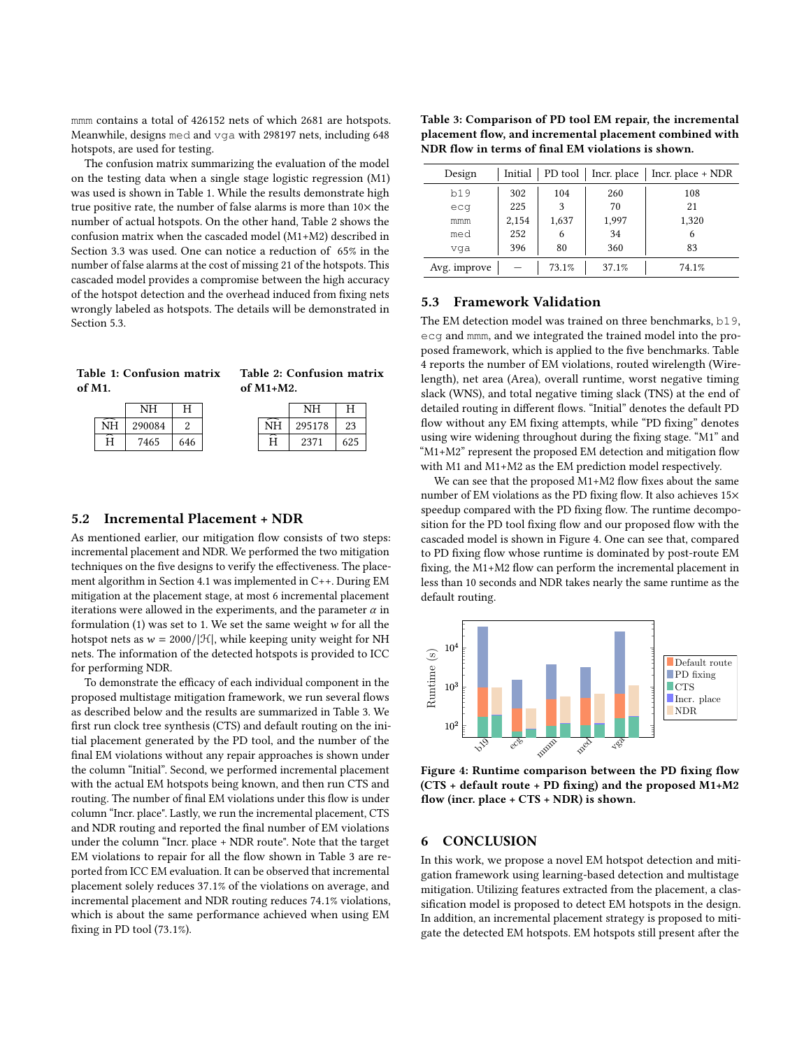mmm contains a total of 426152 nets of which 2681 are hotspots. Meanwhile, designs med and vga with 298197 nets, including 648 hotspots, are used for testing.

The confusion matrix summarizing the evaluation of the model on the testing data when a single stage logistic regression (M1) was used is shown in Table 1. While the results demonstrate high true positive rate, the number of false alarms is more than 10× the number of actual hotspots. On the other hand, Table 2 shows the confusion matrix when the cascaded model (M1+M2) described in Section 3.3 was used. One can notice a reduction of 65% in the number of false alarms at the cost of missing 21 of the hotspots. This cascaded model provides a compromise between the high accuracy of the hotspot detection and the overhead induced from fixing nets wrongly labeled as hotspots. The details will be demonstrated in Section 5.3.

**Table 1: Confusion matrix of M1.**

| | NH | H |
|---|---|---|
| $\widehat{NH}$ | 290084 | 2 |
| $\widehat{H}$ | 7465 | 646 |

**Table 2: Confusion matrix of M1+M2.**

| | NH | H |
|---|---|---|
| $\widehat{NH}$ | 295178 | 23 |
| $\widehat{H}$ | 2371 | 625 |

## 5.2 Incremental Placement + NDR

As mentioned earlier, our mitigation flow consists of two steps: incremental placement and NDR. We performed the two mitigation techniques on the five designs to verify the effectiveness. The placement algorithm in Section 4.1 was implemented in C++. During EM mitigation at the placement stage, at most 6 incremental placement iterations were allowed in the experiments, and the parameter $\alpha$ in formulation (1) was set to 1. We set the same weight $w$ for all the hotspot nets as $w = 2000/|\mathcal{H}|$, while keeping unity weight for NH nets. The information of the detected hotspots is provided to ICC for performing NDR.

To demonstrate the efficacy of each individual component in the proposed multistage mitigation framework, we run several flows as described below and the results are summarized in Table 3. We first run clock tree synthesis (CTS) and default routing on the initial placement generated by the PD tool, and the number of the final EM violations without any repair approaches is shown under the column "Initial". Second, we performed incremental placement with the actual EM hotspots being known, and then run CTS and routing. The number of final EM violations under this flow is under column "Incr. place". Lastly, we run the incremental placement, CTS and NDR routing and reported the final number of EM violations under the column "Incr. place + NDR route". Note that the target EM violations to repair for all the flow shown in Table 3 are reported from ICC EM evaluation. It can be observed that incremental placement solely reduces 37.1% of the violations on average, and incremental placement and NDR routing reduces 74.1% violations, which is about the same performance achieved when using EM fixing in PD tool (73.1%).

**Table 3: Comparison of PD tool EM repair, the incremental placement flow, and incremental placement combined with NDR flow in terms of final EM violations is shown.**

| Design | Initial | PD tool | Incr. place | Incr. place + NDR |
|---|---|---|---|---|
| b19 | 302 | 104 | 260 | 108 |
| ecg | 225 | 3 | 70 | 21 |
| mmm | 2,154 | 1,637 | 1,997 | 1,320 |
| med | 252 | 6 | 34 | 6 |
| vga | 396 | 80 | 360 | 83 |
| Avg. improve | – | 73.1% | 37.1% | 74.1% |

## 5.3 Framework Validation

The EM detection model was trained on three benchmarks, b19, ecg and mmm, and we integrated the trained model into the proposed framework, which is applied to the five benchmarks. Table 4 reports the number of EM violations, routed wirelength (Wirelength), net area (Area), overall runtime, worst negative timing slack (WNS), and total negative timing slack (TNS) at the end of detailed routing in different flows. "Initial" denotes the default PD flow without any EM fixing attempts, while "PD fixing" denotes using wire widening throughout during the fixing stage. "M1" and "M1+M2" represent the proposed EM detection and mitigation flow with M1 and M1+M2 as the EM prediction model respectively.

We can see that the proposed M1+M2 flow fixes about the same number of EM violations as the PD fixing flow. It also achieves 15× speedup compared with the PD fixing flow. The runtime decomposition for the PD tool fixing flow and our proposed flow with the cascaded model is shown in Figure 4. One can see that, compared to PD fixing flow whose runtime is dominated by post-route EM fixing, the M1+M2 flow can perform the incremental placement in less than 10 seconds and NDR takes nearly the same runtime as the default routing.

Figure 4: Runtime comparison between the PD fixing flow (CTS + default route + PD fixing) and the proposed M1+M2 flow (incr. place + CTS + NDR) is shown.

## 6 CONCLUSION

In this work, we propose a novel EM hotspot detection and mitigation framework using learning-based detection and multistage mitigation. Utilizing features extracted from the placement, a classification model is proposed to detect EM hotspots in the design. In addition, an incremental placement strategy is proposed to mitigate the detected EM hotspots. EM hotspots still present after the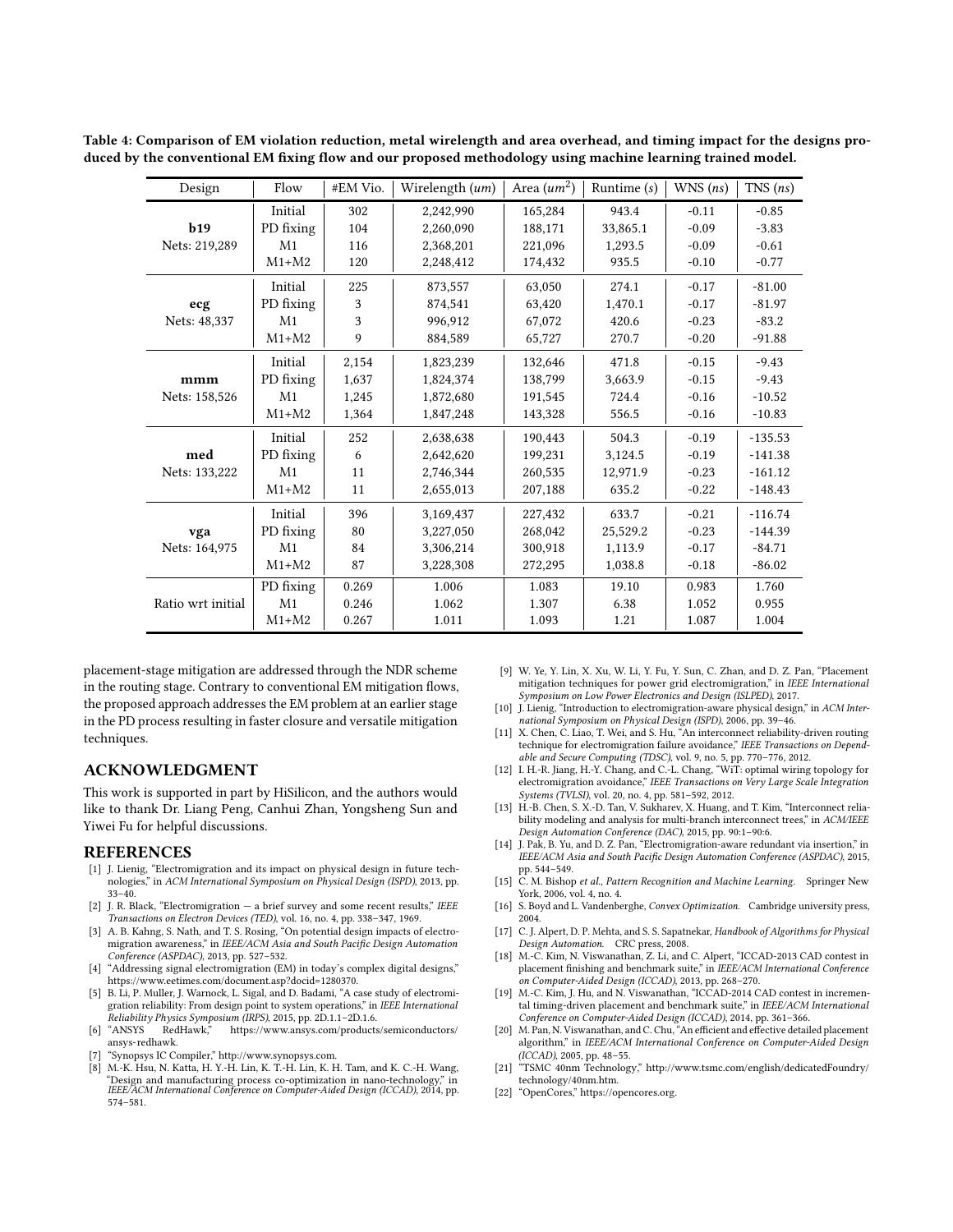**Table 4: Comparison of EM violation reduction, metal wirelength and area overhead, and timing impact for the designs produced by the conventional EM fixing flow and our proposed methodology using machine learning trained model.**

| Design | Flow | #EM Vio. | Wirelength ($um$) | Area ($um^2$) | Runtime ($s$) | WNS ($ns$) | TNS ($ns$) |
|---|---|---|---|---|---|---|---|
| **b19** | Initial | 302 | 2,242,990 | 165,284 | 943.4 | -0.11 | -0.85 |
| Nets: 219,289 | PD fixing | 104 | 2,260,090 | 188,171 | 33,865.1 | -0.09 | -3.83 |
| | M1 | 116 | 2,368,201 | 221,096 | 1,293.5 | -0.09 | -0.61 |
| | M1+M2 | 120 | 2,248,412 | 174,432 | 935.5 | -0.10 | -0.77 |
| **ecg** | Initial | 225 | 873,557 | 63,050 | 274.1 | -0.17 | -81.00 |
| Nets: 48,337 | PD fixing | 3 | 874,541 | 63,420 | 1,470.1 | -0.17 | -81.97 |
| | M1 | 3 | 996,912 | 67,072 | 420.6 | -0.23 | -83.2 |
| | M1+M2 | 9 | 884,589 | 65,727 | 270.7 | -0.20 | -91.88 |
| **mmm** | Initial | 2,154 | 1,823,239 | 132,646 | 471.8 | -0.15 | -9.43 |
| Nets: 158,526 | PD fixing | 1,637 | 1,824,374 | 138,799 | 3,663.9 | -0.15 | -9.43 |
| | M1 | 1,245 | 1,872,680 | 191,545 | 724.4 | -0.16 | -10.52 |
| | M1+M2 | 1,364 | 1,847,248 | 143,328 | 556.5 | -0.16 | -10.83 |
| **med** | Initial | 252 | 2,638,638 | 190,443 | 504.3 | -0.19 | -135.53 |
| Nets: 133,222 | PD fixing | 6 | 2,642,620 | 199,231 | 3,124.5 | -0.19 | -141.38 |
| | M1 | 11 | 2,746,344 | 260,535 | 12,971.9 | -0.23 | -161.12 |
| | M1+M2 | 11 | 2,655,013 | 207,188 | 635.2 | -0.22 | -148.43 |
| **vga** | Initial | 396 | 3,169,437 | 227,432 | 633.7 | -0.21 | -116.74 |
| Nets: 164,975 | PD fixing | 80 | 3,227,050 | 268,042 | 25,529.2 | -0.23 | -144.39 |
| | M1 | 84 | 3,306,214 | 300,918 | 1,113.9 | -0.17 | -84.71 |
| | M1+M2 | 87 | 3,228,308 | 272,295 | 1,038.8 | -0.18 | -86.02 |
| Ratio wrt initial | PD fixing | 0.269 | 1.006 | 1.083 | 19.10 | 0.983 | 1.760 |
| | M1 | 0.246 | 1.062 | 1.307 | 6.38 | 1.052 | 0.955 |
| | M1+M2 | 0.267 | 1.011 | 1.093 | 1.21 | 1.087 | 1.004 |

placement-stage mitigation are addressed through the NDR scheme in the routing stage. Contrary to conventional EM mitigation flows, the proposed approach addresses the EM problem at an earlier stage in the PD process resulting in faster closure and versatile mitigation techniques.

## ACKNOWLEDGMENT

This work is supported in part by HiSilicon, and the authors would like to thank Dr. Liang Peng, Canhui Zhan, Yongsheng Sun and Yiwei Fu for helpful discussions.

## REFERENCES

- [1] J. Lienig, "Electromigration and its impact on physical design in future technologies," in *ACM International Symposium on Physical Design (ISPD)*, 2013, pp. 33–40.
- [2] J. R. Black, "Electromigration — a brief survey and some recent results," *IEEE Transactions on Electron Devices (TED)*, vol. 16, no. 4, pp. 338–347, 1969.
- [3] A. B. Kahng, S. Nath, and T. S. Rosing, "On potential design impacts of electromigration awareness," in *IEEE/ACM Asia and South Pacific Design Automation Conference (ASPDAC)*, 2013, pp. 527–532.
- [4] "Addressing signal electromigration (EM) in today's complex digital designs," https://www.eetimes.com/document.asp?docid=1280370.
- [5] B. Li, P. Muller, J. Warnock, L. Sigal, and D. Badami, "A case study of electromigration reliability: From design point to system operations," in *IEEE International Reliability Physics Symposium (IRPS)*, 2015, pp. 2D.1.1–2D.1.6.
- [6] "ANSYS RedHawk," https://www.ansys.com/products/semiconductors/ansys-redhawk.
- [7] "Synopsys IC Compiler," http://www.synopsys.com.
- [8] M.-K. Hsu, N. Katta, H. Y.-H. Lin, K. T.-H. Lin, K. H. Tam, and K. C.-H. Wang, "Design and manufacturing process co-optimization in nano-technology," in *IEEE/ACM International Conference on Computer-Aided Design (ICCAD)*, 2014, pp. 574–581.
- [9] W. Ye, Y. Lin, X. Xu, W. Li, Y. Fu, Y. Sun, C. Zhan, and D. Z. Pan, "Placement mitigation techniques for power grid electromigration," in *IEEE International Symposium on Low Power Electronics and Design (ISLPED)*, 2017.
- [10] J. Lienig, "Introduction to electromigration-aware physical design," in *ACM International Symposium on Physical Design (ISPD)*, 2006, pp. 39–46.
- [11] X. Chen, C. Liao, T. Wei, and S. Hu, "An interconnect reliability-driven routing technique for electromigration failure avoidance," *IEEE Transactions on Dependable and Secure Computing (TDSC)*, vol. 9, no. 5, pp. 770–776, 2012.
- [12] I. H.-R. Jiang, H.-Y. Chang, and C.-L. Chang, "WiT: optimal wiring topology for electromigration avoidance," *IEEE Transactions on Very Large Scale Integration Systems (TVLSI)*, vol. 20, no. 4, pp. 581–592, 2012.
- [13] H.-B. Chen, S. X.-D. Tan, V. Sukharev, X. Huang, and T. Kim, "Interconnect reliability modeling and analysis for multi-branch interconnect trees," in *ACM/IEEE Design Automation Conference (DAC)*, 2015, pp. 90:1–90:6.
- [14] J. Pak, B. Yu, and D. Z. Pan, "Electromigration-aware redundant via insertion," in *IEEE/ACM Asia and South Pacific Design Automation Conference (ASPDAC)*, 2015, pp. 544–549.
- [15] C. M. Bishop *et al.*, *Pattern Recognition and Machine Learning*. Springer New York, 2006, vol. 4, no. 4.
- [16] S. Boyd and L. Vandenberghe, *Convex Optimization*. Cambridge university press, 2004.
- [17] C. J. Alpert, D. P. Mehta, and S. S. Sapatnekar, *Handbook of Algorithms for Physical Design Automation*. CRC press, 2008.
- [18] M.-C. Kim, N. Viswanathan, Z. Li, and C. Alpert, "ICCAD-2013 CAD contest in placement finishing and benchmark suite," in *IEEE/ACM International Conference on Computer-Aided Design (ICCAD)*, 2013, pp. 268–270.
- [19] M.-C. Kim, J. Hu, and N. Viswanathan, "ICCAD-2014 CAD contest in incremental timing-driven placement and benchmark suite," in *IEEE/ACM International Conference on Computer-Aided Design (ICCAD)*, 2014, pp. 361–366.
- [20] M. Pan, N. Viswanathan, and C. Chu, "An efficient and effective detailed placement algorithm," in *IEEE/ACM International Conference on Computer-Aided Design (ICCAD)*, 2005, pp. 48–55.
- [21] "TSMC 40nm Technology," http://www.tsmc.com/english/dedicatedFoundry/technology/40nm.htm.
- [22] "OpenCores," https://opencores.org.